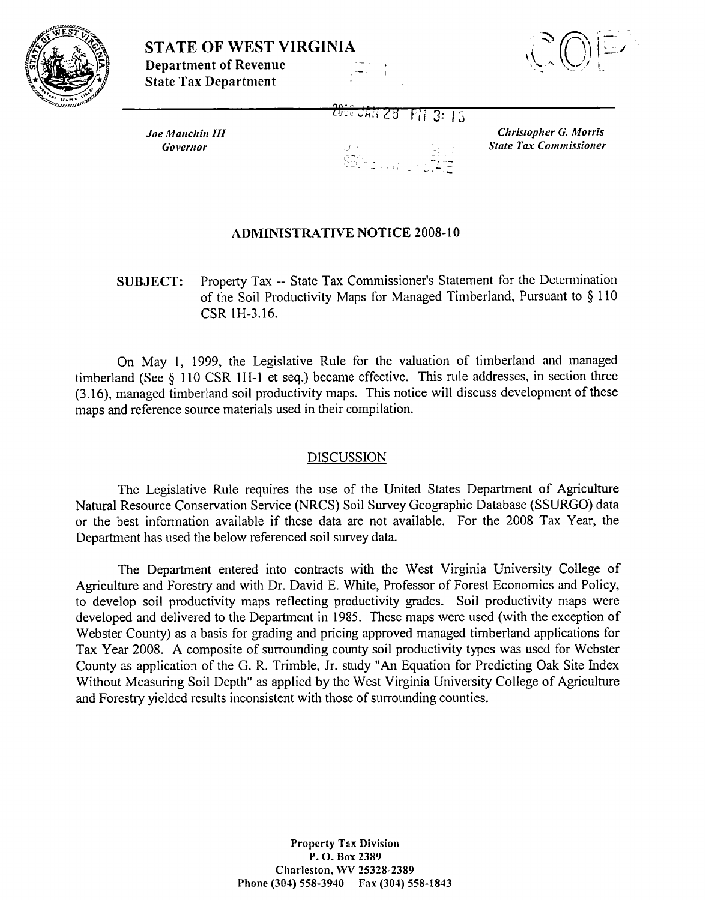**STATE OF WEST VIRGINIA**
**Department of Revenue**
**State Tax Department**

*Joe Manchin III*
*Governor*

*Christopher G. Morris*
*State Tax Commissioner*

## ADMINISTRATIVE NOTICE 2008-10

**SUBJECT:** Property Tax -- State Tax Commissioner's Statement for the Determination of the Soil Productivity Maps for Managed Timberland, Pursuant to § 110 CSR 1H-3.16.

On May 1, 1999, the Legislative Rule for the valuation of timberland and managed timberland (See § 110 CSR 1H-1 et seq.) became effective. This rule addresses, in section three (3.16), managed timberland soil productivity maps. This notice will discuss development of these maps and reference source materials used in their compilation.

### DISCUSSION

The Legislative Rule requires the use of the United States Department of Agriculture Natural Resource Conservation Service (NRCS) Soil Survey Geographic Database (SSURGO) data or the best information available if these data are not available. For the 2008 Tax Year, the Department has used the below referenced soil survey data.

The Department entered into contracts with the West Virginia University College of Agriculture and Forestry and with Dr. David E. White, Professor of Forest Economics and Policy, to develop soil productivity maps reflecting productivity grades. Soil productivity maps were developed and delivered to the Department in 1985. These maps were used (with the exception of Webster County) as a basis for grading and pricing approved managed timberland applications for Tax Year 2008. A composite of surrounding county soil productivity types was used for Webster County as application of the G. R. Trimble, Jr. study "An Equation for Predicting Oak Site Index Without Measuring Soil Depth" as applied by the West Virginia University College of Agriculture and Forestry yielded results inconsistent with those of surrounding counties.

Property Tax Division
P. O. Box 2389
Charleston, WV 25328-2389
Phone (304) 558-3940 Fax (304) 558-1843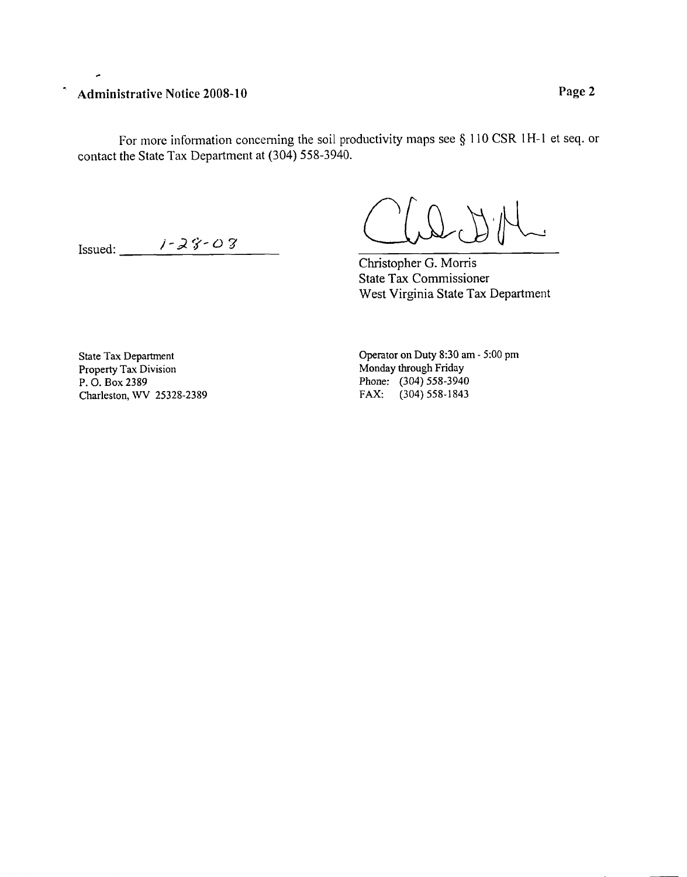For more information concerning the soil productivity maps see § 110 CSR 1H-1 et seq. or contact the State Tax Department at (304) 558-3940.

Issued: 1-28-08

Christopher G. Morris
State Tax Commissioner
West Virginia State Tax Department

State Tax Department
Property Tax Division
P. O. Box 2389
Charleston, WV 25328-2389

Operator on Duty 8:30 am - 5:00 pm
Monday through Friday
Phone: (304) 558-3940
FAX: (304) 558-1843